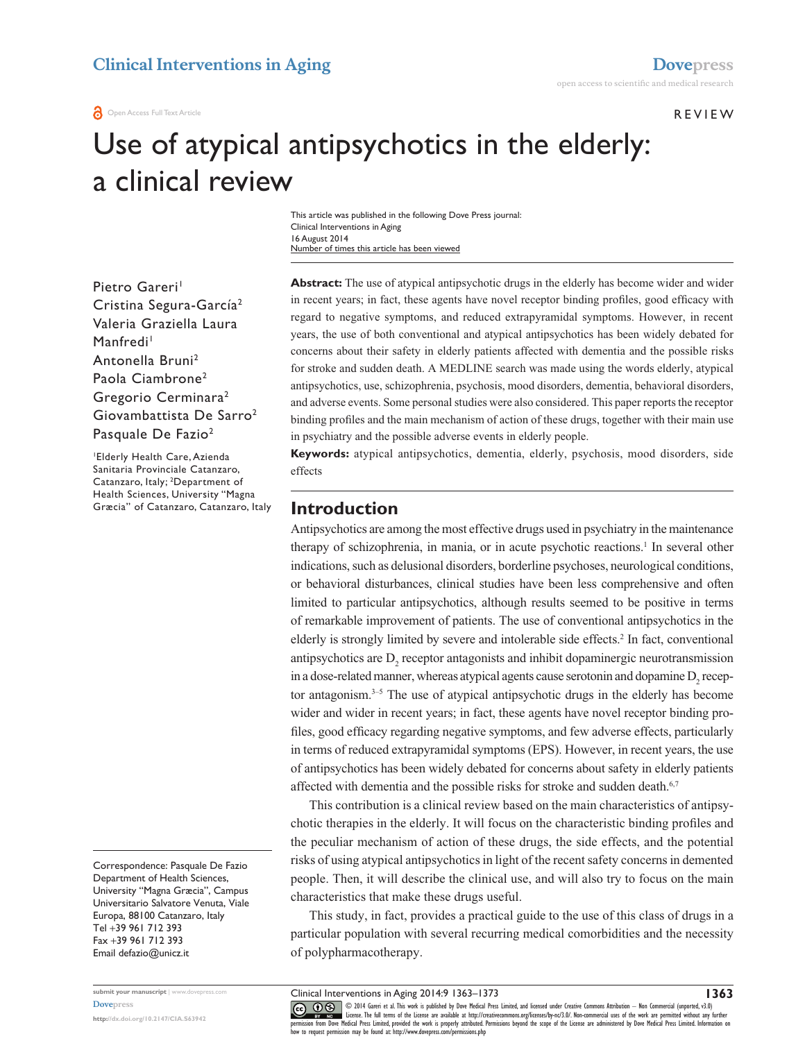Open Access Full Text Article

REVIEW

# Use of atypical antipsychotics in the elderly: a clinical review

This article was published in the following Dove Press journal:
Clinical Interventions in Aging
16 August 2014
Number of times this article has been viewed

Pietro Gareri[1]
Cristina Segura-García[2]
Valeria Graziella Laura Manfredi[1]
Antonella Bruni[2]
Paola Ciambrone[2]
Gregorio Cerminara[2]
Giovambattista De Sarro[2]
Pasquale De Fazio[2]

[1]Elderly Health Care, Azienda Sanitaria Provinciale Catanzaro, Catanzaro, Italy; [2]Department of Health Sciences, University "Magna Græcia" of Catanzaro, Catanzaro, Italy

Correspondence: Pasquale De Fazio
Department of Health Sciences, University "Magna Græcia", Campus Universitario Salvatore Venuta, Viale Europa, 88100 Catanzaro, Italy
Tel +39 961 712 393
Fax +39 961 712 393
Email defazio@unicz.it

**Abstract:** The use of atypical antipsychotic drugs in the elderly has become wider and wider in recent years; in fact, these agents have novel receptor binding profiles, good efficacy with regard to negative symptoms, and reduced extrapyramidal symptoms. However, in recent years, the use of both conventional and atypical antipsychotics has been widely debated for concerns about their safety in elderly patients affected with dementia and the possible risks for stroke and sudden death. A MEDLINE search was made using the words elderly, atypical antipsychotics, use, schizophrenia, psychosis, mood disorders, dementia, behavioral disorders, and adverse events. Some personal studies were also considered. This paper reports the receptor binding profiles and the main mechanism of action of these drugs, together with their main use in psychiatry and the possible adverse events in elderly people.

**Keywords:** atypical antipsychotics, dementia, elderly, psychosis, mood disorders, side effects

## Introduction

Antipsychotics are among the most effective drugs used in psychiatry in the maintenance therapy of schizophrenia, in mania, or in acute psychotic reactions.[1] In several other indications, such as delusional disorders, borderline psychoses, neurological conditions, or behavioral disturbances, clinical studies have been less comprehensive and often limited to particular antipsychotics, although results seemed to be positive in terms of remarkable improvement of patients. The use of conventional antipsychotics in the elderly is strongly limited by severe and intolerable side effects.[2] In fact, conventional antipsychotics are $D_2$ receptor antagonists and inhibit dopaminergic neurotransmission in a dose-related manner, whereas atypical agents cause serotonin and dopamine $D_2$ receptor antagonism.[3–5] The use of atypical antipsychotic drugs in the elderly has become wider and wider in recent years; in fact, these agents have novel receptor binding profiles, good efficacy regarding negative symptoms, and few adverse effects, particularly in terms of reduced extrapyramidal symptoms (EPS). However, in recent years, the use of antipsychotics has been widely debated for concerns about safety in elderly patients affected with dementia and the possible risks for stroke and sudden death.[6,7]

This contribution is a clinical review based on the main characteristics of antipsychotic therapies in the elderly. It will focus on the characteristic binding profiles and the peculiar mechanism of action of these drugs, the side effects, and the potential risks of using atypical antipsychotics in light of the recent safety concerns in demented people. Then, it will describe the clinical use, and will also try to focus on the main characteristics that make these drugs useful.

This study, in fact, provides a practical guide to the use of this class of drugs in a particular population with several recurring medical comorbidities and the necessity of polypharmacotherapy.

© 2014 Gareri et al. This work is published by Dove Medical Press Limited, and licensed under Creative Commons Attribution – Non Commercial (unported, v3.0) License. The full terms of the License are available at http://creativecommons.org/licenses/by-nc/3.0/. Non-commercial uses of the work are permitted without any further permission from Dove Medical Press Limited, provided the work is properly attributed. Permissions beyond the scope of the License are administered by Dove Medical Press Limited. Information on how to request permission may be found at: http://www.dovepress.com/permissions.php

http://dx.doi.org/10.2147/CIA.S63942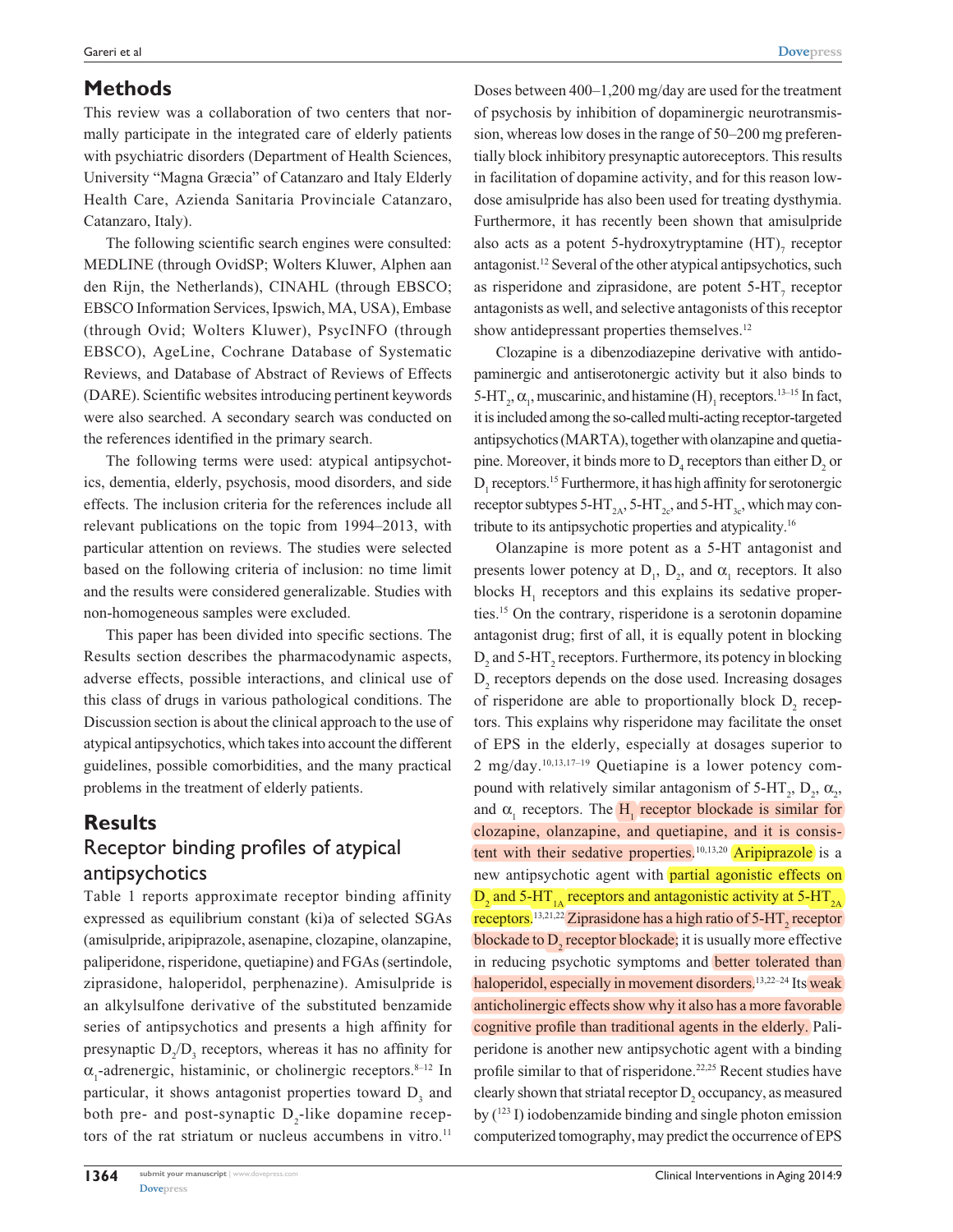## Methods

This review was a collaboration of two centers that normally participate in the integrated care of elderly patients with psychiatric disorders (Department of Health Sciences, University "Magna Græcia" of Catanzaro and Italy Elderly Health Care, Azienda Sanitaria Provinciale Catanzaro, Catanzaro, Italy).

The following scientific search engines were consulted: MEDLINE (through OvidSP; Wolters Kluwer, Alphen aan den Rijn, the Netherlands), CINAHL (through EBSCO; EBSCO Information Services, Ipswich, MA, USA), Embase (through Ovid; Wolters Kluwer), PsycINFO (through EBSCO), AgeLine, Cochrane Database of Systematic Reviews, and Database of Abstract of Reviews of Effects (DARE). Scientific websites introducing pertinent keywords were also searched. A secondary search was conducted on the references identified in the primary search.

The following terms were used: atypical antipsychotics, dementia, elderly, psychosis, mood disorders, and side effects. The inclusion criteria for the references include all relevant publications on the topic from 1994–2013, with particular attention on reviews. The studies were selected based on the following criteria of inclusion: no time limit and the results were considered generalizable. Studies with non-homogeneous samples were excluded.

This paper has been divided into specific sections. The Results section describes the pharmacodynamic aspects, adverse effects, possible interactions, and clinical use of this class of drugs in various pathological conditions. The Discussion section is about the clinical approach to the use of atypical antipsychotics, which takes into account the different guidelines, possible comorbidities, and the many practical problems in the treatment of elderly patients.

## Results

### Receptor binding profiles of atypical antipsychotics

Table 1 reports approximate receptor binding affinity expressed as equilibrium constant (ki)a of selected SGAs (amisulpride, aripiprazole, asenapine, clozapine, olanzapine, paliperidone, risperidone, quetiapine) and FGAs (sertindole, ziprasidone, haloperidol, perphenazine). Amisulpride is an alkylsulfone derivative of the substituted benzamide series of antipsychotics and presents a high affinity for presynaptic $D_2/D_3$ receptors, whereas it has no affinity for $\alpha_1$-adrenergic, histaminic, or cholinergic receptors.[8–12] In particular, it shows antagonist properties toward $D_3$ and both pre- and post-synaptic $D_2$-like dopamine receptors of the rat striatum or nucleus accumbens in vitro.[11] Doses between 400–1,200 mg/day are used for the treatment of psychosis by inhibition of dopaminergic neurotransmission, whereas low doses in the range of 50–200 mg preferentially block inhibitory presynaptic autoreceptors. This results in facilitation of dopamine activity, and for this reason low-dose amisulpride has also been used for treating dysthymia. Furthermore, it has recently been shown that amisulpride also acts as a potent 5-hydroxytryptamine $(HT)_7$ receptor antagonist.[12] Several of the other atypical antipsychotics, such as risperidone and ziprasidone, are potent $5\text{-}HT_7$ receptor antagonists as well, and selective antagonists of this receptor show antidepressant properties themselves.[12]

Clozapine is a dibenzodiazepine derivative with antidopaminergic and antiserotonergic activity but it also binds to $5\text{-}HT_2$, $\alpha_1$, muscarinic, and histamine $(H)_1$ receptors.[13–15] In fact, it is included among the so-called multi-acting receptor-targeted antipsychotics (MARTA), together with olanzapine and quetiapine. Moreover, it binds more to $D_4$ receptors than either $D_2$ or $D_1$ receptors.[15] Furthermore, it has high affinity for serotonergic receptor subtypes $5\text{-}HT_{2A}$, $5\text{-}HT_{2c}$, and $5\text{-}HT_{3c}$, which may contribute to its antipsychotic properties and atypicality.[16]

Olanzapine is more potent as a 5-HT antagonist and presents lower potency at $D_1$, $D_2$, and $\alpha_1$ receptors. It also blocks $H_1$ receptors and this explains its sedative properties.[15] On the contrary, risperidone is a serotonin dopamine antagonist drug; first of all, it is equally potent in blocking $D_2$ and $5\text{-}HT_2$ receptors. Furthermore, its potency in blocking $D_2$ receptors depends on the dose used. Increasing dosages of risperidone are able to proportionally block $D_2$ receptors. This explains why risperidone may facilitate the onset of EPS in the elderly, especially at dosages superior to 2 mg/day.[10,13,17–19] Quetiapine is a lower potency compound with relatively similar antagonism of $5\text{-}HT_2$, $D_2$, $\alpha_2$, and $\alpha_1$ receptors. The $H_1$ receptor blockade is similar for clozapine, olanzapine, and quetiapine, and it is consistent with their sedative properties.[10,13,20] Aripiprazole is a new antipsychotic agent with partial agonistic effects on $D_2$ and $5\text{-}HT_{1A}$ receptors and antagonistic activity at $5\text{-}HT_{2A}$ receptors.[13,21,22] Ziprasidone has a high ratio of $5\text{-}HT_2$ receptor blockade to $D_2$ receptor blockade; it is usually more effective in reducing psychotic symptoms and better tolerated than haloperidol, especially in movement disorders.[13,22–24] Its weak anticholinergic effects show why it also has a more favorable cognitive profile than traditional agents in the elderly. Paliperidone is another new antipsychotic agent with a binding profile similar to that of risperidone.[22,25] Recent studies have clearly shown that striatal receptor $D_2$ occupancy, as measured by ($^{123}$I) iodobenzamide binding and single photon emission computerized tomography, may predict the occurrence of EPS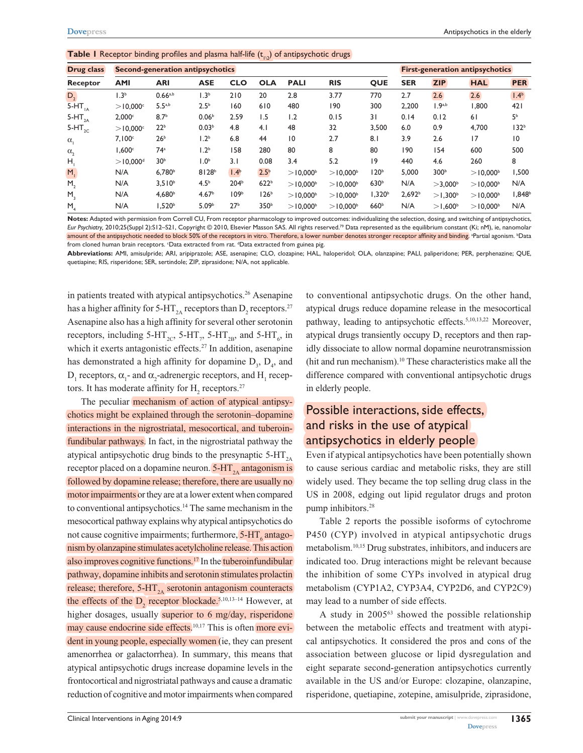**Table 1** Receptor binding profiles and plasma half-life ($t_{1/2}$) of antipsychotic drugs

| Drug class | Second-generation antipsychotics | | | | | | | | First-generation antipsychotics | | | |
|---|---|---|---|---|---|---|---|---|---|---|---|---|
| Receptor | AMI | ARI | ASE | CLO | OLA | PALI | RIS | QUE | SER | ZIP | HAL | PER |
| $D_2$ | 1.3[b] | 0.66[a,b] | 1.3[b] | 210 | 20 | 2.8 | 3.77 | 770 | 2.7 | 2.6 | 2.6 | 1.4[b] |
| $5\text{-}HT_{1A}$ | >10,000[c] | 5.5[a,b] | 2.5[b] | 160 | 610 | 480 | 190 | 300 | 2,200 | 1.9[a,b] | 1,800 | 421 |
| $5\text{-}HT_{2A}$ | 2,000[c] | 8.7[b] | 0.06[b] | 2.59 | 1.5 | 1.2 | 0.15 | 31 | 0.14 | 0.12 | 61 | 5[b] |
| $5\text{-}HT_{2C}$ | >10,000[c] | 22[b] | 0.03[b] | 4.8 | 4.1 | 48 | 32 | 3,500 | 6.0 | 0.9 | 4,700 | 132[b] |
| $\alpha_1$ | 7,100[c] | 26[b] | 1.2[b] | 6.8 | 44 | 10 | 2.7 | 8.1 | 3.9 | 2.6 | 17 | 10 |
| $\alpha_2$ | 1,600[c] | 74[a] | 1.2[b] | 158 | 280 | 80 | 8 | 80 | 190 | 154 | 600 | 500 |
| $H_1$ | >10,000[d] | 30[b] | 1.0[b] | 3.1 | 0.08 | 3.4 | 5.2 | 19 | 440 | 4.6 | 260 | 8 |
| $M_1$ | N/A | 6,780[b] | 8128[b] | 1.4[b] | 2.5[b] | >10,000[b] | >10,000[b] | 120[b] | 5,000 | 300[b] | >10,000[b] | 1,500 |
| $M_2$ | N/A | 3,510[b] | 4.5[b] | 204[b] | 622[b] | >10,000[b] | >10,000[b] | 630[b] | N/A | >3,000[b] | >10,000[b] | N/A |
| $M_3$ | N/A | 4,680[b] | 4.67[b] | 109[b] | 126[b] | >10,000[b] | >10,000[b] | 1,320[b] | 2,692[b] | >1,300[b] | >10,000[b] | 1,848[b] |
| $M_4$ | N/A | 1,520[b] | 5.09[b] | 27[b] | 350[b] | >10,000[b] | >10,000[b] | 660[b] | N/A | >1,600[b] | >10,000[b] | N/A |

**Notes:** Adapted with permission from Correll CU, From receptor pharmacology to improved outcomes: individualizing the selection, dosing, and switching of antipsychotics, *Eur Psychiatry*, 2010;25(Suppl 2):S12–S21, Copyright © 2010, Elsevier Masson SAS. All rights reserved.[79] Data represented as the equilibrium constant (Ki; nM), ie, nanomolar amount of the antipsychotic needed to block 50% of the receptors in vitro. Therefore, a lower number denotes stronger receptor affinity and binding. [a]Partial agonism. [b]Data from cloned human brain receptors. [c]Data extracted from rat. [d]Data extracted from guinea pig.

**Abbreviations:** AMI, amisulpride; ARI, aripiprazole; ASE, asenapine; CLO, clozapine; HAL, haloperidol; OLA, olanzapine; PALI, paliperidone; PER, perphenazine; QUE, quetiapine; RIS, risperidone; SER, sertindole; ZIP, ziprasidone; N/A, not applicable.

in patients treated with atypical antipsychotics.[26] Asenapine has a higher affinity for $5\text{-}HT_{2A}$ receptors than $D_2$ receptors.[27] Asenapine also has a high affinity for several other serotonin receptors, including $5\text{-}HT_{2C}$, $5\text{-}HT_7$, $5\text{-}HT_{2B}$, and $5\text{-}HT_6$, in which it exerts antagonistic effects.[27] In addition, asenapine has demonstrated a high affinity for dopamine $D_3$, $D_4$, and $D_1$ receptors, $\alpha_1$- and $\alpha_2$-adrenergic receptors, and $H_1$ receptors. It has moderate affinity for $H_2$ receptors.[27]

The peculiar mechanism of action of atypical antipsychotics might be explained through the serotonin–dopamine interactions in the nigrostriatal, mesocortical, and tuberoinfundibular pathways. In fact, in the nigrostriatal pathway the atypical antipsychotic drug binds to the presynaptic $5\text{-}HT_{2A}$ receptor placed on a dopamine neuron. $5\text{-}HT_{2A}$ antagonism is followed by dopamine release; therefore, there are usually no motor impairments or they are at a lower extent when compared to conventional antipsychotics.[14] The same mechanism in the mesocortical pathway explains why atypical antipsychotics do not cause cognitive impairments; furthermore, $5\text{-}HT_6$ antagonism by olanzapine stimulates acetylcholine release. This action also improves cognitive functions.[17] In the tuberoinfundibular pathway, dopamine inhibits and serotonin stimulates prolactin release; therefore, $5\text{-}HT_{2A}$ serotonin antagonism counteracts the effects of the $D_2$ receptor blockade.[5,10,13–14] However, at higher dosages, usually superior to 6 mg/day, risperidone may cause endocrine side effects.[10,17] This is often more evident in young people, especially women (ie, they can present amenorrhea or galactorrhea). In summary, this means that atypical antipsychotic drugs increase dopamine levels in the frontocortical and nigrostriatal pathways and cause a dramatic reduction of cognitive and motor impairments when compared to conventional antipsychotic drugs. On the other hand, atypical drugs reduce dopamine release in the mesocortical pathway, leading to antipsychotic effects.[5,10,13,22] Moreover, atypical drugs transiently occupy $D_2$ receptors and then rapidly dissociate to allow normal dopamine neurotransmission (hit and run mechanism).[10] These characteristics make all the difference compared with conventional antipsychotic drugs in elderly people.

## Possible interactions, side effects, and risks in the use of atypical antipsychotics in elderly people

Even if atypical antipsychotics have been potentially shown to cause serious cardiac and metabolic risks, they are still widely used. They became the top selling drug class in the US in 2008, edging out lipid regulator drugs and proton pump inhibitors.[28]

Table 2 reports the possible isoforms of cytochrome P450 (CYP) involved in atypical antipsychotic drugs metabolism.[10,15] Drug substrates, inhibitors, and inducers are indicated too. Drug interactions might be relevant because the inhibition of some CYPs involved in atypical drug metabolism (CYP1A2, CYP3A4, CYP2D6, and CYP2C9) may lead to a number of side effects.

A study in 2005[63] showed the possible relationship between the metabolic effects and treatment with atypical antipsychotics. It considered the pros and cons of the association between glucose or lipid dysregulation and eight separate second-generation antipsychotics currently available in the US and/or Europe: clozapine, olanzapine, risperidone, quetiapine, zotepine, amisulpride, ziprasidone,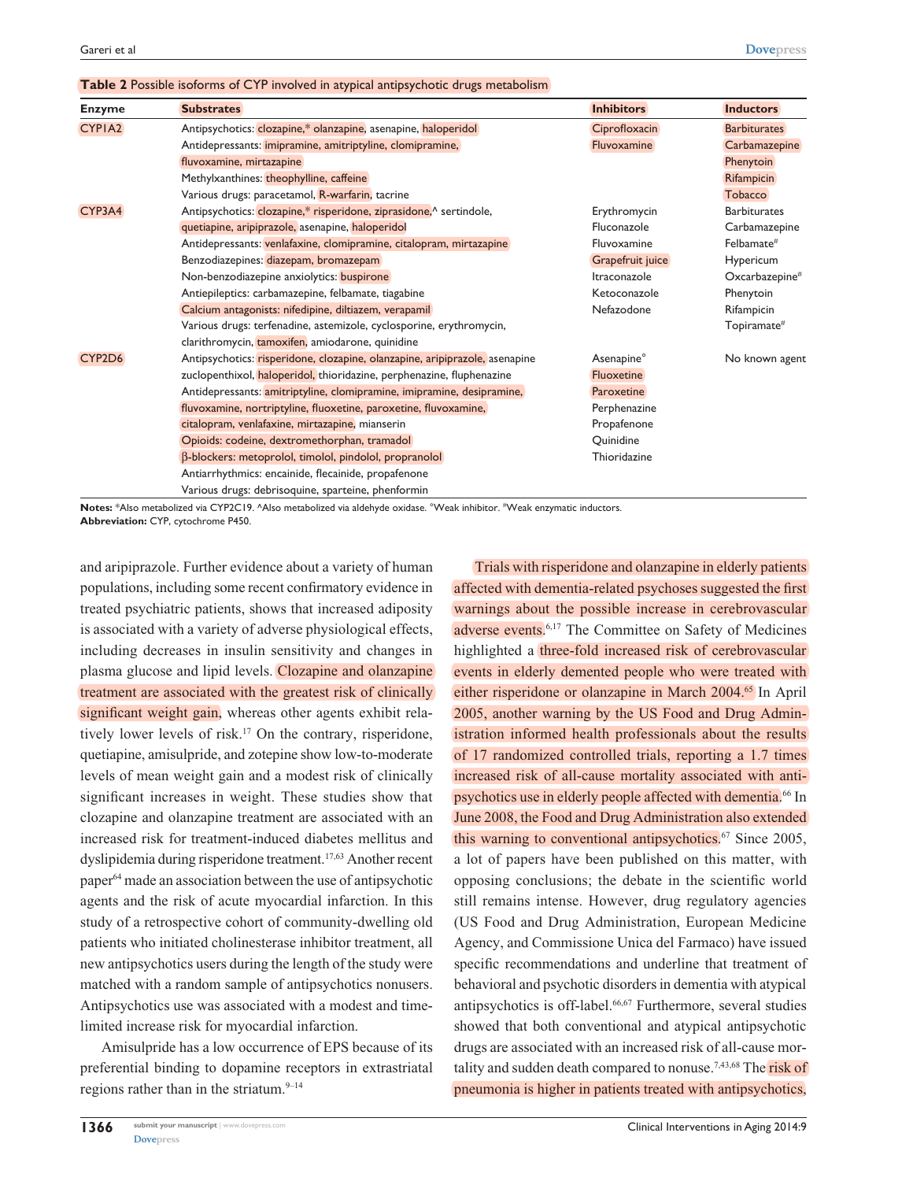**Table 2** Possible isoforms of CYP involved in atypical antipsychotic drugs metabolism

| Enzyme | Substrates | Inhibitors | Inductors |
|---|---|---|---|
| CYP1A2 | Antipsychotics: clozapine,* olanzapine, asenapine, haloperidol<br>Antidepressants: imipramine, amitriptyline, clomipramine, fluvoxamine, mirtazapine<br>Methylxanthines: theophylline, caffeine<br>Various drugs: paracetamol, R-warfarin, tacrine | Ciprofloxacin<br>Fluvoxamine | Barbiturates<br>Carbamazepine<br>Phenytoin<br>Rifampicin<br>Tobacco |
| CYP3A4 | Antipsychotics: clozapine,* risperidone, ziprasidone,^ sertindole, quetiapine, aripiprazole, asenapine, haloperidol<br>Antidepressants: venlafaxine, clomipramine, citalopram, mirtazapine<br>Benzodiazepines: diazepam, bromazepam<br>Non-benzodiazepine anxiolytics: buspirone<br>Antiepileptics: carbamazepine, felbamate, tiagabine<br>Calcium antagonists: nifedipine, diltiazem, verapamil<br>Various drugs: terfenadine, astemizole, cyclosporine, erythromycin, clarithromycin, tamoxifen, amiodarone, quinidine | Erythromycin<br>Fluconazole<br>Fluvoxamine<br>Grapefruit juice<br>Itraconazole<br>Ketoconazole<br>Nefazodone | Barbiturates<br>Carbamazepine<br>Felbamate#<br>Hypericum<br>Oxcarbazepine#<br>Phenytoin<br>Rifampicin<br>Topiramate# |
| CYP2D6 | Antipsychotics: risperidone, clozapine, olanzapine, aripiprazole, asenapine zuclopenthixol, haloperidol, thioridazine, perphenazine, fluphenazine<br>Antidepressants: amitriptyline, clomipramine, imipramine, desipramine, fluvoxamine, nortriptyline, fluoxetine, paroxetine, fluvoxamine, citalopram, venlafaxine, mirtazapine, mianserin<br>Opioids: codeine, dextromethorphan, tramadol<br>β-blockers: metoprolol, timolol, pindolol, propranolol<br>Antiarrhythmics: encainide, flecainide, propafenone<br>Various drugs: debrisoquine, sparteine, phenformin | Asenapine°<br>Fluoxetine<br>Paroxetine<br>Perphenazine<br>Propafenone<br>Thioridazine | No known agent |

**Notes:** *Also metabolized via CYP2C19. ^Also metabolized via aldehyde oxidase. °Weak inhibitor. #Weak enzymatic inductors.
**Abbreviation:** CYP, cytochrome P450.

and aripiprazole. Further evidence about a variety of human populations, including some recent confirmatory evidence in treated psychiatric patients, shows that increased adiposity is associated with a variety of adverse physiological effects, including decreases in insulin sensitivity and changes in plasma glucose and lipid levels. Clozapine and olanzapine treatment are associated with the greatest risk of clinically significant weight gain, whereas other agents exhibit relatively lower levels of risk.[17] On the contrary, risperidone, quetiapine, amisulpride, and zotepine show low-to-moderate levels of mean weight gain and a modest risk of clinically significant increases in weight. These studies show that clozapine and olanzapine treatment are associated with an increased risk for treatment-induced diabetes mellitus and dyslipidemia during risperidone treatment.[17,63] Another recent paper[64] made an association between the use of antipsychotic agents and the risk of acute myocardial infarction. In this study of a retrospective cohort of community-dwelling old patients who initiated cholinesterase inhibitor treatment, all new antipsychotics users during the length of the study were matched with a random sample of antipsychotics nonusers. Antipsychotics use was associated with a modest and time-limited increase risk for myocardial infarction.

Amisulpride has a low occurrence of EPS because of its preferential binding to dopamine receptors in extrastriatal regions rather than in the striatum.[9–14]

Trials with risperidone and olanzapine in elderly patients affected with dementia-related psychoses suggested the first warnings about the possible increase in cerebrovascular adverse events.[6,17] The Committee on Safety of Medicines highlighted a three-fold increased risk of cerebrovascular events in elderly demented people who were treated with either risperidone or olanzapine in March 2004.[65] In April 2005, another warning by the US Food and Drug Administration informed health professionals about the results of 17 randomized controlled trials, reporting a 1.7 times increased risk of all-cause mortality associated with antipsychotics use in elderly people affected with dementia.[66] In June 2008, the Food and Drug Administration also extended this warning to conventional antipsychotics.[67] Since 2005, a lot of papers have been published on this matter, with opposing conclusions; the debate in the scientific world still remains intense. However, drug regulatory agencies (US Food and Drug Administration, European Medicine Agency, and Commissione Unica del Farmaco) have issued specific recommendations and underline that treatment of behavioral and psychotic disorders in dementia with atypical antipsychotics is off-label.[66,67] Furthermore, several studies showed that both conventional and atypical antipsychotic drugs are associated with an increased risk of all-cause mortality and sudden death compared to nonuse.[7,43,68] The risk of pneumonia is higher in patients treated with antipsychotics,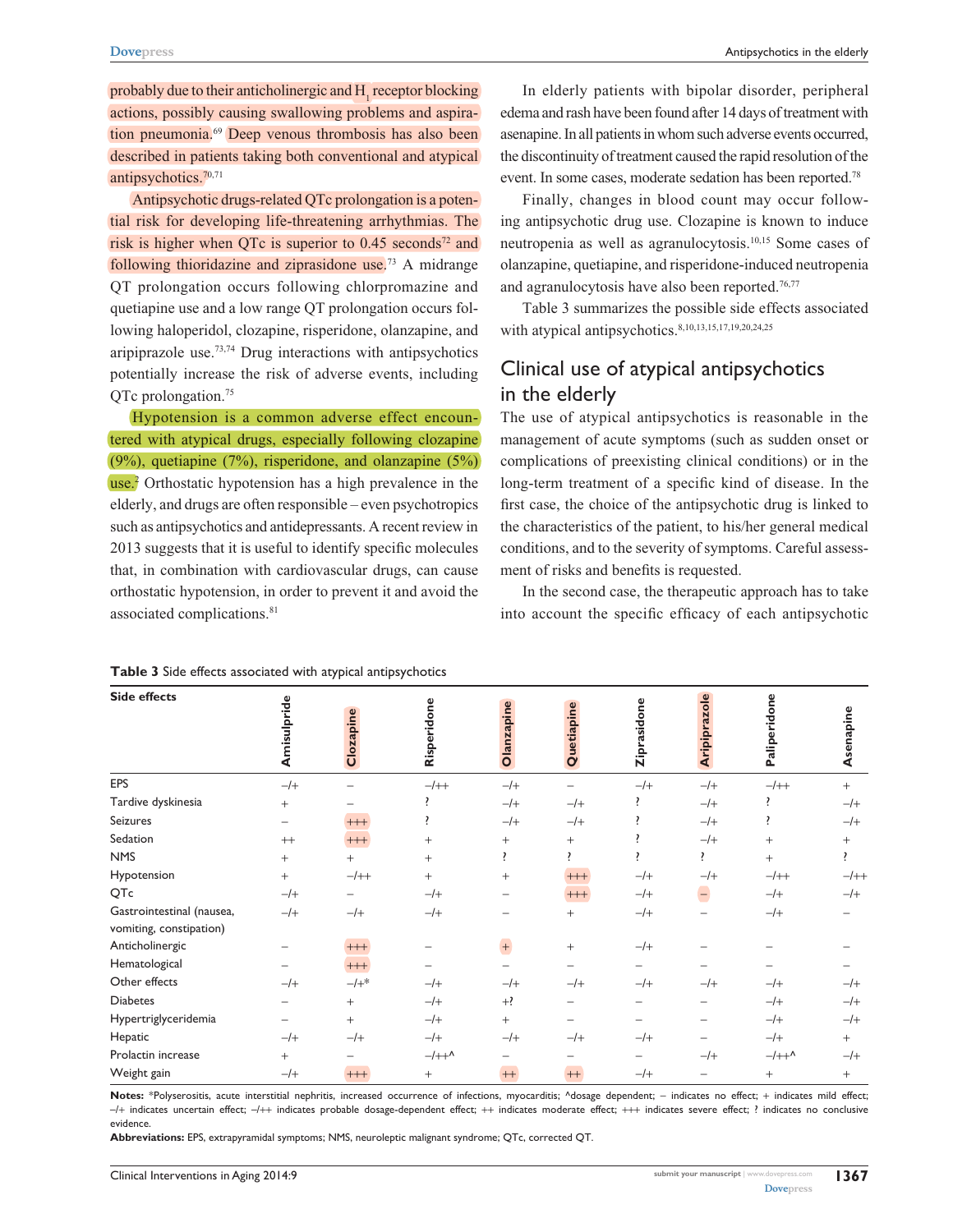probably due to their anticholinergic and $H_1$ receptor blocking actions, possibly causing swallowing problems and aspiration pneumonia.[69] Deep venous thrombosis has also been described in patients taking both conventional and atypical antipsychotics.[70,71]

Antipsychotic drugs-related QTc prolongation is a potential risk for developing life-threatening arrhythmias. The risk is higher when QTc is superior to 0.45 seconds[72] and following thioridazine and ziprasidone use.[73] A midrange QT prolongation occurs following chlorpromazine and quetiapine use and a low range QT prolongation occurs following haloperidol, clozapine, risperidone, olanzapine, and aripiprazole use.[73,74] Drug interactions with antipsychotics potentially increase the risk of adverse events, including QTc prolongation.[75]

Hypotension is a common adverse effect encountered with atypical drugs, especially following clozapine (9%), quetiapine (7%), risperidone, and olanzapine (5%) use.[2] Orthostatic hypotension has a high prevalence in the elderly, and drugs are often responsible – even psychotropics such as antipsychotics and antidepressants. A recent review in 2013 suggests that it is useful to identify specific molecules that, in combination with cardiovascular drugs, can cause orthostatic hypotension, in order to prevent it and avoid the associated complications.[81]

In elderly patients with bipolar disorder, peripheral edema and rash have been found after 14 days of treatment with asenapine. In all patients in whom such adverse events occurred, the discontinuity of treatment caused the rapid resolution of the event. In some cases, moderate sedation has been reported.[78]

Finally, changes in blood count may occur following antipsychotic drug use. Clozapine is known to induce neutropenia as well as agranulocytosis.[10,15] Some cases of olanzapine, quetiapine, and risperidone-induced neutropenia and agranulocytosis have also been reported.[76,77]

Table 3 summarizes the possible side effects associated with atypical antipsychotics.[8,10,13,15,17,19,20,24,25]

## Clinical use of atypical antipsychotics in the elderly

The use of atypical antipsychotics is reasonable in the management of acute symptoms (such as sudden onset or complications of preexisting clinical conditions) or in the long-term treatment of a specific kind of disease. In the first case, the choice of the antipsychotic drug is linked to the characteristics of the patient, to his/her general medical conditions, and to the severity of symptoms. Careful assessment of risks and benefits is requested.

In the second case, the therapeutic approach has to take into account the specific efficacy of each antipsychotic

**Table 3** Side effects associated with atypical antipsychotics

| Side effects | Amisulpride | Clozapine | Risperidone | Olanzapine | Quetiapine | Ziprasidone | Aripiprazole | Paliperidone | Asenapine |
|---|---|---|---|---|---|---|---|---|---|
| EPS | –/+ | – | –/++ | –/+ | – | –/+ | –/+ | –/++ | + |
| Tardive dyskinesia | + | – | ? | –/+ | –/+ | ? | –/+ | ? | –/+ |
| Seizures | – | +++ | ? | –/+ | –/+ | ? | –/+ | ? | –/+ |
| Sedation | ++ | +++ | + | + | + | ? | –/+ | + | + |
| NMS | + | + | + | ? | ? | ? | ? | + | ? |
| Hypotension | + | –/++ | + | + | +++ | –/+ | –/+ | –/++ | –/++ |
| QTc | –/+ | – | –/+ | – | +++ | –/+ | – | –/+ | –/+ |
| Gastrointestinal (nausea, vomiting, constipation) | –/+ | –/+ | –/+ | – | + | –/+ | – | –/+ | – |
| Anticholinergic | – | +++ | – | + | + | –/+ | – | – | – |
| Hematological | – | +++ | – | – | – | – | – | – | – |
| Other effects | –/+ | –/+* | –/+ | –/+ | –/+ | –/+ | –/+ | –/+ | –/+ |
| Diabetes | – | + | –/+ | +? | – | – | – | –/+ | –/+ |
| Hypertriglyceridemia | – | + | –/+ | + | – | – | – | –/+ | –/+ |
| Hepatic | –/+ | –/+ | –/+ | –/+ | –/+ | –/+ | – | –/+ | + |
| Prolactin increase | + | – | –/++^ | – | – | – | –/+ | –/++^ | –/+ |
| Weight gain | –/+ | +++ | + | ++ | ++ | –/+ | – | + | + |

**Notes:** *Polyserositis, acute interstitial nephritis, increased occurrence of infections, myocarditis; ^dosage dependent; – indicates no effect; + indicates mild effect; –/+ indicates uncertain effect; –/++ indicates probable dosage-dependent effect; ++ indicates moderate effect; +++ indicates severe effect; ? indicates no conclusive evidence.

**Abbreviations:** EPS, extrapyramidal symptoms; NMS, neuroleptic malignant syndrome; QTc, corrected QT.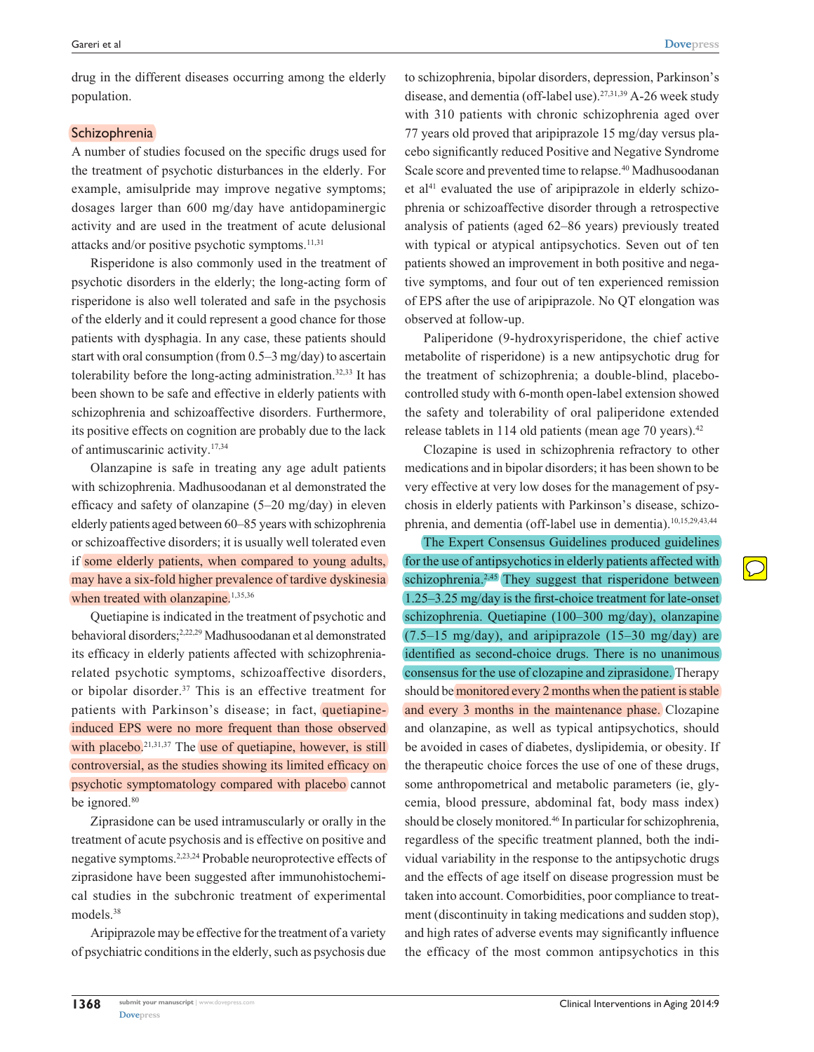drug in the different diseases occurring among the elderly population.

## Schizophrenia

A number of studies focused on the specific drugs used for the treatment of psychotic disturbances in the elderly. For example, amisulpride may improve negative symptoms; dosages larger than 600 mg/day have antidopaminergic activity and are used in the treatment of acute delusional attacks and/or positive psychotic symptoms.[11,31]

Risperidone is also commonly used in the treatment of psychotic disorders in the elderly; the long-acting form of risperidone is also well tolerated and safe in the psychosis of the elderly and it could represent a good chance for those patients with dysphagia. In any case, these patients should start with oral consumption (from 0.5–3 mg/day) to ascertain tolerability before the long-acting administration.[32,33] It has been shown to be safe and effective in elderly patients with schizophrenia and schizoaffective disorders. Furthermore, its positive effects on cognition are probably due to the lack of antimuscarinic activity.[17,34]

Olanzapine is safe in treating any age adult patients with schizophrenia. Madhusoodanan et al demonstrated the efficacy and safety of olanzapine (5–20 mg/day) in eleven elderly patients aged between 60–85 years with schizophrenia or schizoaffective disorders; it is usually well tolerated even if some elderly patients, when compared to young adults, may have a six-fold higher prevalence of tardive dyskinesia when treated with olanzapine.[1,35,36]

Quetiapine is indicated in the treatment of psychotic and behavioral disorders;[2,22,29] Madhusoodanan et al demonstrated its efficacy in elderly patients affected with schizophrenia-related psychotic symptoms, schizoaffective disorders, or bipolar disorder.[37] This is an effective treatment for patients with Parkinson's disease; in fact, quetiapine-induced EPS were no more frequent than those observed with placebo.[21,31,37] The use of quetiapine, however, is still controversial, as the studies showing its limited efficacy on psychotic symptomatology compared with placebo cannot be ignored.[80]

Ziprasidone can be used intramuscularly or orally in the treatment of acute psychosis and is effective on positive and negative symptoms.[2,23,24] Probable neuroprotective effects of ziprasidone have been suggested after immunohistochemical studies in the subchronic treatment of experimental models.[38]

Aripiprazole may be effective for the treatment of a variety of psychiatric conditions in the elderly, such as psychosis due to schizophrenia, bipolar disorders, depression, Parkinson's disease, and dementia (off-label use).[27,31,39] A-26 week study with 310 patients with chronic schizophrenia aged over 77 years old proved that aripiprazole 15 mg/day versus placebo significantly reduced Positive and Negative Syndrome Scale score and prevented time to relapse.[40] Madhusoodanan et al[41] evaluated the use of aripiprazole in elderly schizophrenia or schizoaffective disorder through a retrospective analysis of patients (aged 62–86 years) previously treated with typical or atypical antipsychotics. Seven out of ten patients showed an improvement in both positive and negative symptoms, and four out of ten experienced remission of EPS after the use of aripiprazole. No QT elongation was observed at follow-up.

Paliperidone (9-hydroxyrisperidone, the chief active metabolite of risperidone) is a new antipsychotic drug for the treatment of schizophrenia; a double-blind, placebo-controlled study with 6-month open-label extension showed the safety and tolerability of oral paliperidone extended release tablets in 114 old patients (mean age 70 years).[42]

Clozapine is used in schizophrenia refractory to other medications and in bipolar disorders; it has been shown to be very effective at very low doses for the management of psychosis in elderly patients with Parkinson's disease, schizophrenia, and dementia (off-label use in dementia).[10,15,29,43,44]

The Expert Consensus Guidelines produced guidelines for the use of antipsychotics in elderly patients affected with schizophrenia.[2,45] They suggest that risperidone between 1.25–3.25 mg/day is the first-choice treatment for late-onset schizophrenia. Quetiapine (100–300 mg/day), olanzapine (7.5–15 mg/day), and aripiprazole (15–30 mg/day) are identified as second-choice drugs. There is no unanimous consensus for the use of clozapine and ziprasidone. Therapy should be monitored every 2 months when the patient is stable and every 3 months in the maintenance phase. Clozapine and olanzapine, as well as typical antipsychotics, should be avoided in cases of diabetes, dyslipidemia, or obesity. If the therapeutic choice forces the use of one of these drugs, some anthropometrical and metabolic parameters (ie, glycemia, blood pressure, abdominal fat, body mass index) should be closely monitored.[46] In particular for schizophrenia, regardless of the specific treatment planned, both the individual variability in the response to the antipsychotic drugs and the effects of age itself on disease progression must be taken into account. Comorbidities, poor compliance to treatment (discontinuity in taking medications and sudden stop), and high rates of adverse events may significantly influence the efficacy of the most common antipsychotics in this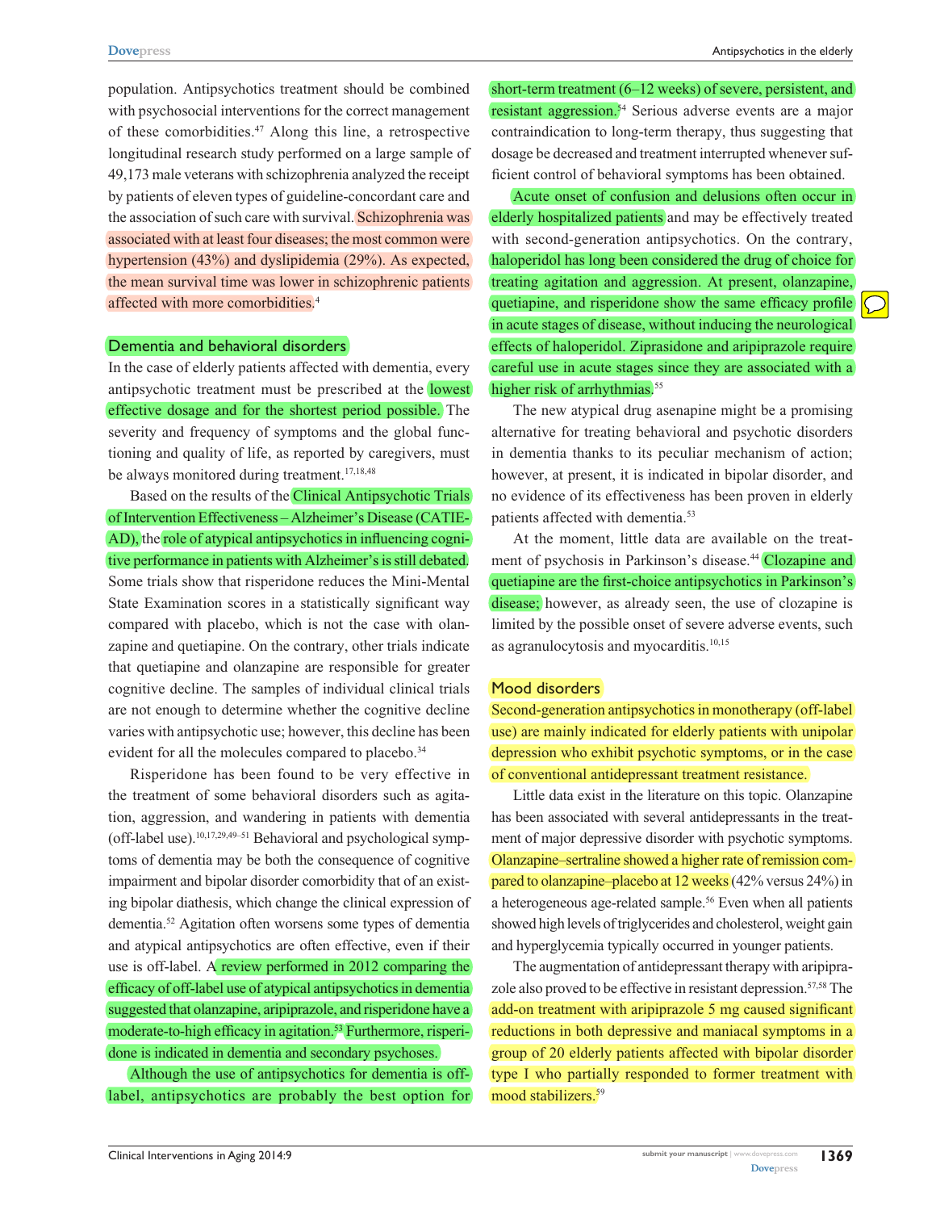population. Antipsychotics treatment should be combined with psychosocial interventions for the correct management of these comorbidities.[47] Along this line, a retrospective longitudinal research study performed on a large sample of 49,173 male veterans with schizophrenia analyzed the receipt by patients of eleven types of guideline-concordant care and the association of such care with survival. Schizophrenia was associated with at least four diseases; the most common were hypertension (43%) and dyslipidemia (29%). As expected, the mean survival time was lower in schizophrenic patients affected with more comorbidities.[4]

## Dementia and behavioral disorders

In the case of elderly patients affected with dementia, every antipsychotic treatment must be prescribed at the lowest effective dosage and for the shortest period possible. The severity and frequency of symptoms and the global functioning and quality of life, as reported by caregivers, must be always monitored during treatment.[17,18,48]

Based on the results of the Clinical Antipsychotic Trials of Intervention Effectiveness – Alzheimer's Disease (CATIE-AD), the role of atypical antipsychotics in influencing cognitive performance in patients with Alzheimer's is still debated. Some trials show that risperidone reduces the Mini-Mental State Examination scores in a statistically significant way compared with placebo, which is not the case with olanzapine and quetiapine. On the contrary, other trials indicate that quetiapine and olanzapine are responsible for greater cognitive decline. The samples of individual clinical trials are not enough to determine whether the cognitive decline varies with antipsychotic use; however, this decline has been evident for all the molecules compared to placebo.[34]

Risperidone has been found to be very effective in the treatment of some behavioral disorders such as agitation, aggression, and wandering in patients with dementia (off-label use).[10,17,29,49–51] Behavioral and psychological symptoms of dementia may be both the consequence of cognitive impairment and bipolar disorder comorbidity that of an existing bipolar diathesis, which change the clinical expression of dementia.[52] Agitation often worsens some types of dementia and atypical antipsychotics are often effective, even if their use is off-label. A review performed in 2012 comparing the efficacy of off-label use of atypical antipsychotics in dementia suggested that olanzapine, aripiprazole, and risperidone have a moderate-to-high efficacy in agitation.[53] Furthermore, risperidone is indicated in dementia and secondary psychoses.

Although the use of antipsychotics for dementia is off-label, antipsychotics are probably the best option for short-term treatment (6–12 weeks) of severe, persistent, and resistant aggression.[54] Serious adverse events are a major contraindication to long-term therapy, thus suggesting that dosage be decreased and treatment interrupted whenever sufficient control of behavioral symptoms has been obtained.

Acute onset of confusion and delusions often occur in elderly hospitalized patients and may be effectively treated with second-generation antipsychotics. On the contrary, haloperidol has long been considered the drug of choice for treating agitation and aggression. At present, olanzapine, quetiapine, and risperidone show the same efficacy profile in acute stages of disease, without inducing the neurological effects of haloperidol. Ziprasidone and aripiprazole require careful use in acute stages since they are associated with a higher risk of arrhythmias.[55]

The new atypical drug asenapine might be a promising alternative for treating behavioral and psychotic disorders in dementia thanks to its peculiar mechanism of action; however, at present, it is indicated in bipolar disorder, and no evidence of its effectiveness has been proven in elderly patients affected with dementia.[53]

At the moment, little data are available on the treatment of psychosis in Parkinson's disease.[44] Clozapine and quetiapine are the first-choice antipsychotics in Parkinson's disease; however, as already seen, the use of clozapine is limited by the possible onset of severe adverse events, such as agranulocytosis and myocarditis.[10,15]

## Mood disorders

Second-generation antipsychotics in monotherapy (off-label use) are mainly indicated for elderly patients with unipolar depression who exhibit psychotic symptoms, or in the case of conventional antidepressant treatment resistance.

Little data exist in the literature on this topic. Olanzapine has been associated with several antidepressants in the treatment of major depressive disorder with psychotic symptoms. Olanzapine–sertraline showed a higher rate of remission compared to olanzapine–placebo at 12 weeks (42% versus 24%) in a heterogeneous age-related sample.[56] Even when all patients showed high levels of triglycerides and cholesterol, weight gain and hyperglycemia typically occurred in younger patients.

The augmentation of antidepressant therapy with aripiprazole also proved to be effective in resistant depression.[57,58] The add-on treatment with aripiprazole 5 mg caused significant reductions in both depressive and maniacal symptoms in a group of 20 elderly patients affected with bipolar disorder type I who partially responded to former treatment with mood stabilizers.[59]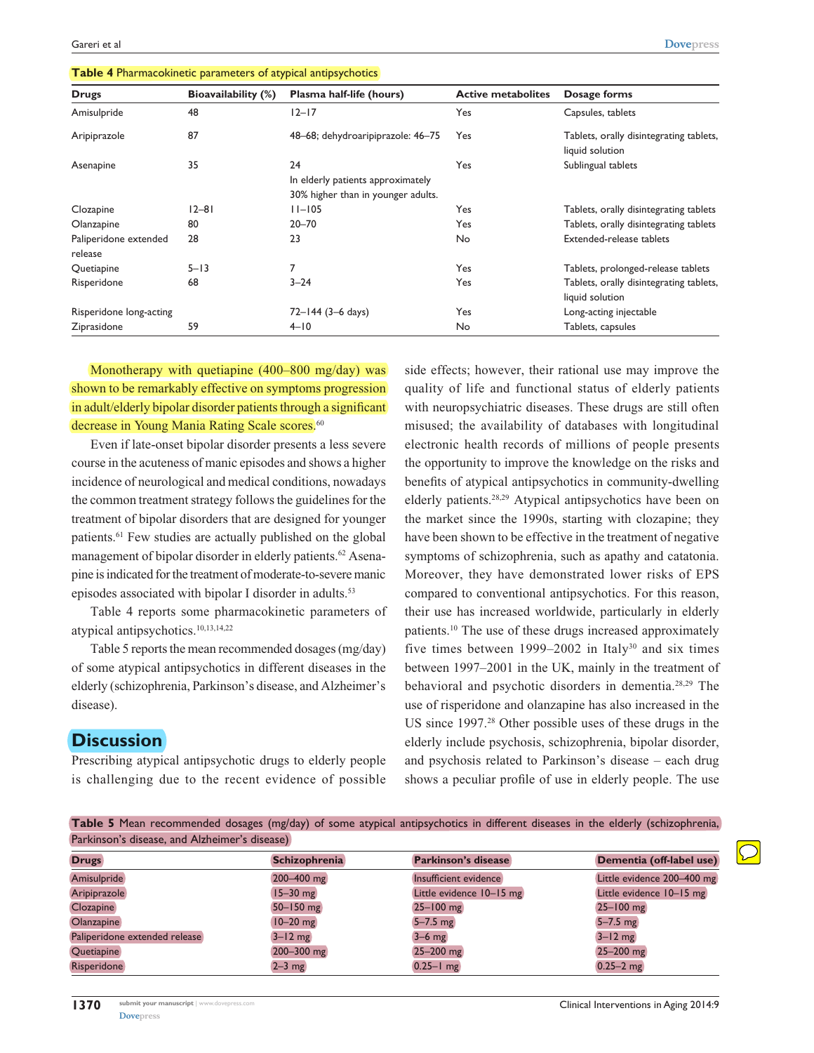**Table 4** Pharmacokinetic parameters of atypical antipsychotics

| Drugs | Bioavailability (%) | Plasma half-life (hours) | Active metabolites | Dosage forms |
|---|---|---|---|---|
| Amisulpride | 48 | 12–17 | Yes | Capsules, tablets |
| Aripiprazole | 87 | 48–68; dehydroaripiprazole: 46–75 | Yes | Tablets, orally disintegrating tablets, liquid solution |
| Asenapine | 35 | 24 In elderly patients approximately 30% higher than in younger adults. | Yes | Sublingual tablets |
| Clozapine | 12–81 | 11–105 | Yes | Tablets, orally disintegrating tablets |
| Olanzapine | 80 | 20–70 | Yes | Tablets, orally disintegrating tablets |
| Paliperidone extended release | 28 | 23 | No | Extended-release tablets |
| Quetiapine | 5–13 | 7 | Yes | Tablets, prolonged-release tablets |
| Risperidone | 68 | 3–24 | Yes | Tablets, orally disintegrating tablets, liquid solution |
| Risperidone long-acting | | 72–144 (3–6 days) | Yes | Long-acting injectable |
| Ziprasidone | 59 | 4–10 | No | Tablets, capsules |

Monotherapy with quetiapine (400–800 mg/day) was shown to be remarkably effective on symptoms progression in adult/elderly bipolar disorder patients through a significant decrease in Young Mania Rating Scale scores.[60]

Even if late-onset bipolar disorder presents a less severe course in the acuteness of manic episodes and shows a higher incidence of neurological and medical conditions, nowadays the common treatment strategy follows the guidelines for the treatment of bipolar disorders that are designed for younger patients.[61] Few studies are actually published on the global management of bipolar disorder in elderly patients.[62] Asenapine is indicated for the treatment of moderate-to-severe manic episodes associated with bipolar I disorder in adults.[53]

Table 4 reports some pharmacokinetic parameters of atypical antipsychotics.[10,13,14,22]

Table 5 reports the mean recommended dosages (mg/day) of some atypical antipsychotics in different diseases in the elderly (schizophrenia, Parkinson's disease, and Alzheimer's disease).

## Discussion

Prescribing atypical antipsychotic drugs to elderly people is challenging due to the recent evidence of possible side effects; however, their rational use may improve the quality of life and functional status of elderly patients with neuropsychiatric diseases. These drugs are still often misused; the availability of databases with longitudinal electronic health records of millions of people presents the opportunity to improve the knowledge on the risks and benefits of atypical antipsychotics in community-dwelling elderly patients.[28,29] Atypical antipsychotics have been on the market since the 1990s, starting with clozapine; they have been shown to be effective in the treatment of negative symptoms of schizophrenia, such as apathy and catatonia. Moreover, they have demonstrated lower risks of EPS compared to conventional antipsychotics. For this reason, their use has increased worldwide, particularly in elderly patients.[10] The use of these drugs increased approximately five times between 1999–2002 in Italy[30] and six times between 1997–2001 in the UK, mainly in the treatment of behavioral and psychotic disorders in dementia.[28,29] The use of risperidone and olanzapine has also increased in the US since 1997.[28] Other possible uses of these drugs in the elderly include psychosis, schizophrenia, bipolar disorder, and psychosis related to Parkinson's disease – each drug shows a peculiar profile of use in elderly people. The use

**Table 5** Mean recommended dosages (mg/day) of some atypical antipsychotics in different diseases in the elderly (schizophrenia, Parkinson's disease, and Alzheimer's disease)

| Drugs | Schizophrenia | Parkinson's disease | Dementia (off-label use) |
|---|---|---|---|
| Amisulpride | 200–400 mg | Insufficient evidence | Little evidence 200–400 mg |
| Aripiprazole | 15–30 mg | Little evidence 10–15 mg | Little evidence 10–15 mg |
| Clozapine | 50–150 mg | 25–100 mg | 25–100 mg |
| Olanzapine | 10–20 mg | 5–7.5 mg | 5–7.5 mg |
| Paliperidone extended release | 3–12 mg | 3–6 mg | 3–12 mg |
| Quetiapine | 200–300 mg | 25–200 mg | 25–200 mg |
| Risperidone | 2–3 mg | 0.25–1 mg | 0.25–2 mg |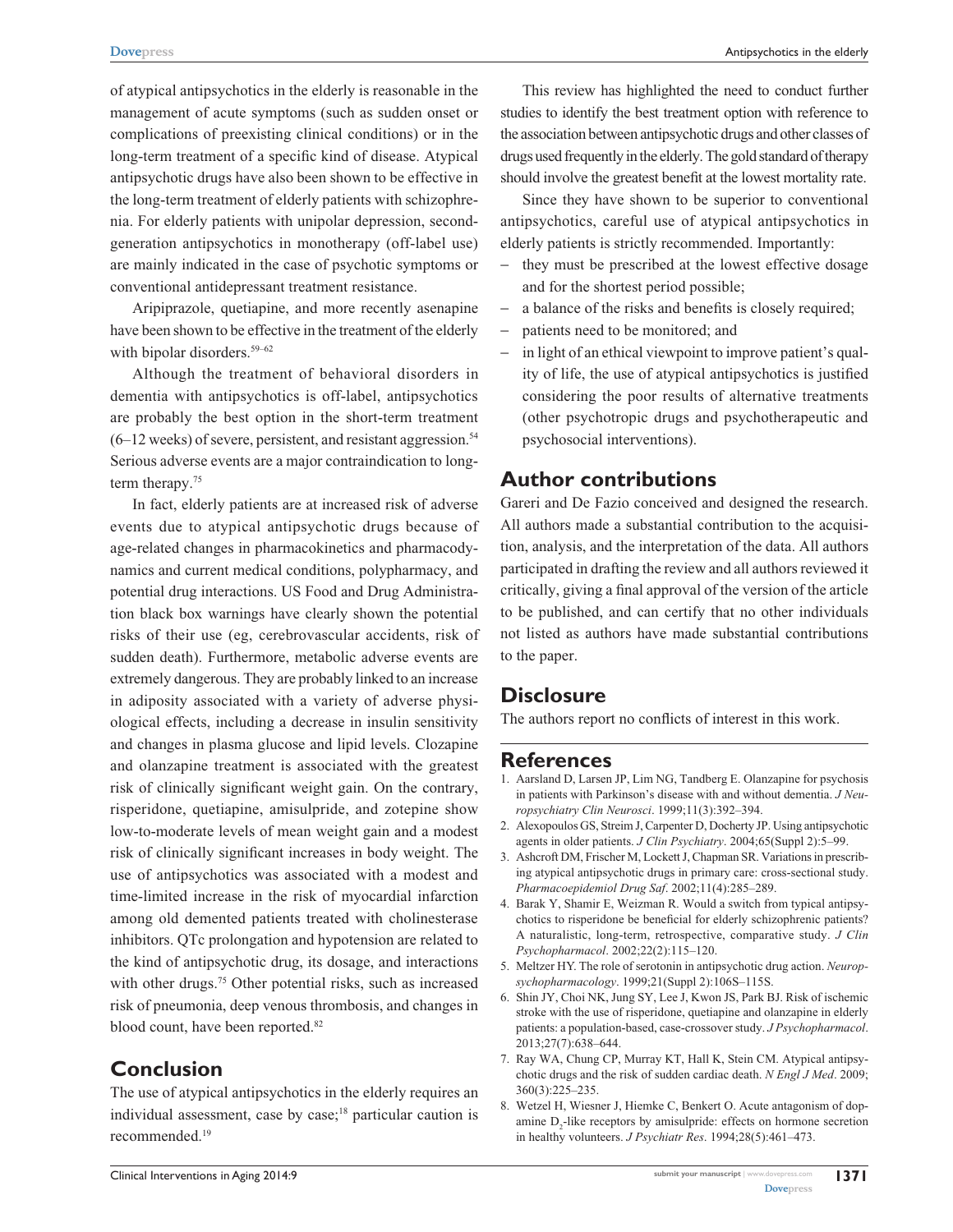of atypical antipsychotics in the elderly is reasonable in the management of acute symptoms (such as sudden onset or complications of preexisting clinical conditions) or in the long-term treatment of a specific kind of disease. Atypical antipsychotic drugs have also been shown to be effective in the long-term treatment of elderly patients with schizophrenia. For elderly patients with unipolar depression, second-generation antipsychotics in monotherapy (off-label use) are mainly indicated in the case of psychotic symptoms or conventional antidepressant treatment resistance.

Aripiprazole, quetiapine, and more recently asenapine have been shown to be effective in the treatment of the elderly with bipolar disorders.[59–62]

Although the treatment of behavioral disorders in dementia with antipsychotics is off-label, antipsychotics are probably the best option in the short-term treatment (6–12 weeks) of severe, persistent, and resistant aggression.[54] Serious adverse events are a major contraindication to long-term therapy.[75]

In fact, elderly patients are at increased risk of adverse events due to atypical antipsychotic drugs because of age-related changes in pharmacokinetics and pharmacodynamics and current medical conditions, polypharmacy, and potential drug interactions. US Food and Drug Administration black box warnings have clearly shown the potential risks of their use (eg, cerebrovascular accidents, risk of sudden death). Furthermore, metabolic adverse events are extremely dangerous. They are probably linked to an increase in adiposity associated with a variety of adverse physiological effects, including a decrease in insulin sensitivity and changes in plasma glucose and lipid levels. Clozapine and olanzapine treatment is associated with the greatest risk of clinically significant weight gain. On the contrary, risperidone, quetiapine, amisulpride, and zotepine show low-to-moderate levels of mean weight gain and a modest risk of clinically significant increases in body weight. The use of antipsychotics was associated with a modest and time-limited increase in the risk of myocardial infarction among old demented patients treated with cholinesterase inhibitors. QTc prolongation and hypotension are related to the kind of antipsychotic drug, its dosage, and interactions with other drugs.[75] Other potential risks, such as increased risk of pneumonia, deep venous thrombosis, and changes in blood count, have been reported.[82]

## Conclusion

The use of atypical antipsychotics in the elderly requires an individual assessment, case by case;[18] particular caution is recommended.[19]

This review has highlighted the need to conduct further studies to identify the best treatment option with reference to the association between antipsychotic drugs and other classes of drugs used frequently in the elderly. The gold standard of therapy should involve the greatest benefit at the lowest mortality rate.

Since they have shown to be superior to conventional antipsychotics, careful use of atypical antipsychotics in elderly patients is strictly recommended. Importantly:

- they must be prescribed at the lowest effective dosage and for the shortest period possible;
- a balance of the risks and benefits is closely required;
- patients need to be monitored; and
- in light of an ethical viewpoint to improve patient's quality of life, the use of atypical antipsychotics is justified considering the poor results of alternative treatments (other psychotropic drugs and psychotherapeutic and psychosocial interventions).

## Author contributions

Gareri and De Fazio conceived and designed the research. All authors made a substantial contribution to the acquisition, analysis, and the interpretation of the data. All authors participated in drafting the review and all authors reviewed it critically, giving a final approval of the version of the article to be published, and can certify that no other individuals not listed as authors have made substantial contributions to the paper.

## Disclosure

The authors report no conflicts of interest in this work.

## References

1. Aarsland D, Larsen JP, Lim NG, Tandberg E. Olanzapine for psychosis in patients with Parkinson's disease with and without dementia. *J Neuropsychiatry Clin Neurosci*. 1999;11(3):392–394.
2. Alexopoulos GS, Streim J, Carpenter D, Docherty JP. Using antipsychotic agents in older patients. *J Clin Psychiatry*. 2004;65(Suppl 2):5–99.
3. Ashcroft DM, Frischer M, Lockett J, Chapman SR. Variations in prescribing atypical antipsychotic drugs in primary care: cross-sectional study. *Pharmacoepidemiol Drug Saf*. 2002;11(4):285–289.
4. Barak Y, Shamir E, Weizman R. Would a switch from typical antipsychotics to risperidone be beneficial for elderly schizophrenic patients? A naturalistic, long-term, retrospective, comparative study. *J Clin Psychopharmacol*. 2002;22(2):115–120.
5. Meltzer HY. The role of serotonin in antipsychotic drug action. *Neuropsychopharmacology*. 1999;21(Suppl 2):106S–115S.
6. Shin JY, Choi NK, Jung SY, Lee J, Kwon JS, Park BJ. Risk of ischemic stroke with the use of risperidone, quetiapine and olanzapine in elderly patients: a population-based, case-crossover study. *J Psychopharmacol*. 2013;27(7):638–644.
7. Ray WA, Chung CP, Murray KT, Hall K, Stein CM. Atypical antipsychotic drugs and the risk of sudden cardiac death. *N Engl J Med*. 2009; 360(3):225–235.
8. Wetzel H, Wiesner J, Hiemke C, Benkert O. Acute antagonism of dopamine $D_2$-like receptors by amisulpride: effects on hormone secretion in healthy volunteers. *J Psychiatr Res*. 1994;28(5):461–473.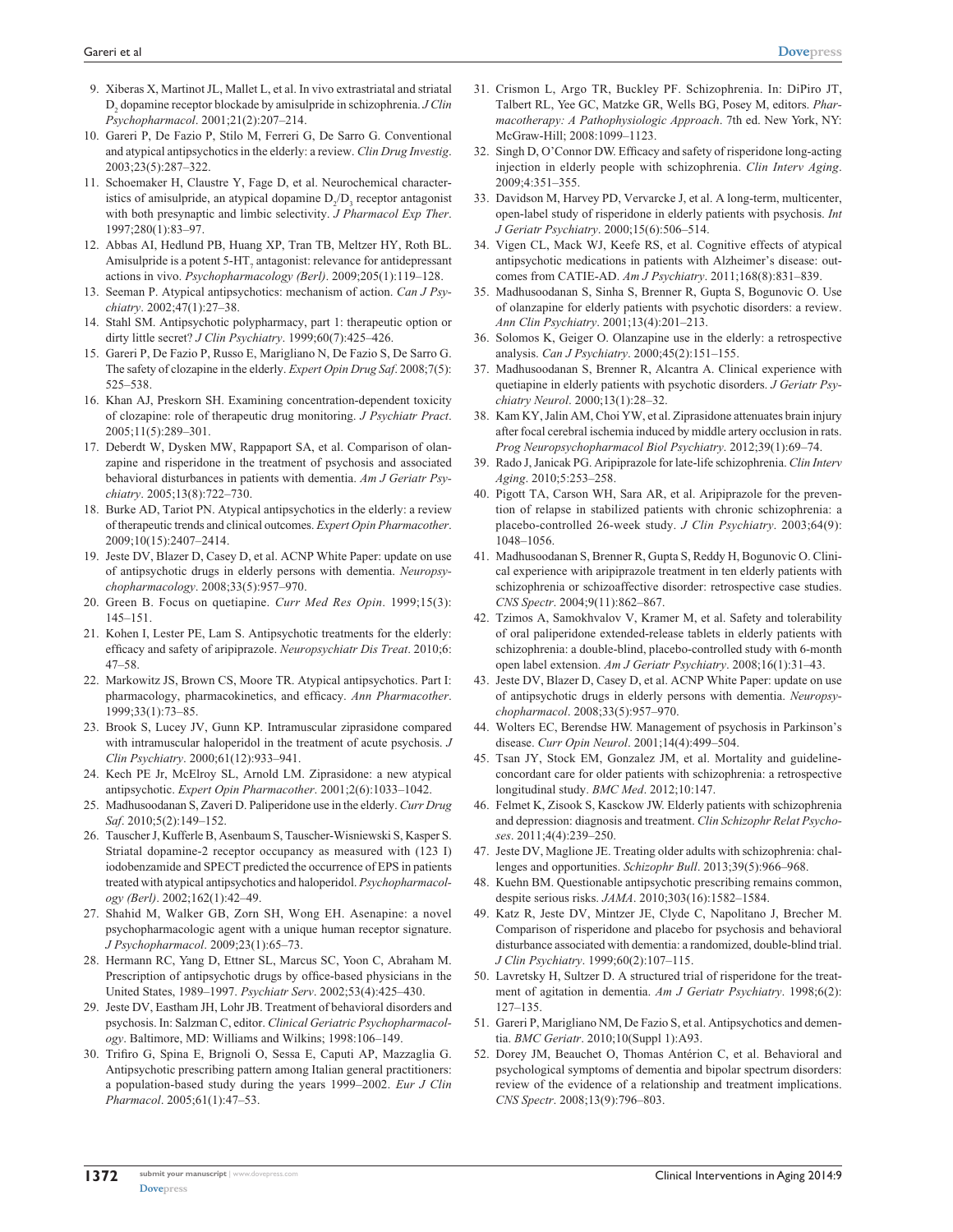9. Xiberas X, Martinot JL, Mallet L, et al. In vivo extrastriatal and striatal $D_2$ dopamine receptor blockade by amisulpride in schizophrenia. *J Clin Psychopharmacol*. 2001;21(2):207–214.
10. Gareri P, De Fazio P, Stilo M, Ferreri G, De Sarro G. Conventional and atypical antipsychotics in the elderly: a review. *Clin Drug Investig*. 2003;23(5):287–322.
11. Schoemaker H, Claustre Y, Fage D, et al. Neurochemical characteristics of amisulpride, an atypical dopamine $D_2/D_3$ receptor antagonist with both presynaptic and limbic selectivity. *J Pharmacol Exp Ther*. 1997;280(1):83–97.
12. Abbas AI, Hedlund PB, Huang XP, Tran TB, Meltzer HY, Roth BL. Amisulpride is a potent 5-$HT_7$ antagonist: relevance for antidepressant actions in vivo. *Psychopharmacology (Berl)*. 2009;205(1):119–128.
13. Seeman P. Atypical antipsychotics: mechanism of action. *Can J Psychiatry*. 2002;47(1):27–38.
14. Stahl SM. Antipsychotic polypharmacy, part 1: therapeutic option or dirty little secret? *J Clin Psychiatry*. 1999;60(7):425–426.
15. Gareri P, De Fazio P, Russo E, Marigliano N, De Fazio S, De Sarro G. The safety of clozapine in the elderly. *Expert Opin Drug Saf*. 2008;7(5): 525–538.
16. Khan AJ, Preskorn SH. Examining concentration-dependent toxicity of clozapine: role of therapeutic drug monitoring. *J Psychiatr Pract*. 2005;11(5):289–301.
17. Deberdt W, Dysken MW, Rappaport SA, et al. Comparison of olanzapine and risperidone in the treatment of psychosis and associated behavioral disturbances in patients with dementia. *Am J Geriatr Psychiatry*. 2005;13(8):722–730.
18. Burke AD, Tariot PN. Atypical antipsychotics in the elderly: a review of therapeutic trends and clinical outcomes. *Expert Opin Pharmacother*. 2009;10(15):2407–2414.
19. Jeste DV, Blazer D, Casey D, et al. ACNP White Paper: update on use of antipsychotic drugs in elderly persons with dementia. *Neuropsychopharmacology*. 2008;33(5):957–970.
20. Green B. Focus on quetiapine. *Curr Med Res Opin*. 1999;15(3): 145–151.
21. Kohen I, Lester PE, Lam S. Antipsychotic treatments for the elderly: efficacy and safety of aripiprazole. *Neuropsychiatr Dis Treat*. 2010;6: 47–58.
22. Markowitz JS, Brown CS, Moore TR. Atypical antipsychotics. Part I: pharmacology, pharmacokinetics, and efficacy. *Ann Pharmacother*. 1999;33(1):73–85.
23. Brook S, Lucey JV, Gunn KP. Intramuscular ziprasidone compared with intramuscular haloperidol in the treatment of acute psychosis. *J Clin Psychiatry*. 2000;61(12):933–941.
24. Kech PE Jr, McElroy SL, Arnold LM. Ziprasidone: a new atypical antipsychotic. *Expert Opin Pharmacother*. 2001;2(6):1033–1042.
25. Madhusoodanan S, Zaveri D. Paliperidone use in the elderly. *Curr Drug Saf*. 2010;5(2):149–152.
26. Tauscher J, Kufferle B, Asenbaum S, Tauscher-Wisniewski S, Kasper S. Striatal dopamine-2 receptor occupancy as measured with (123 I) iodobenzamide and SPECT predicted the occurrence of EPS in patients treated with atypical antipsychotics and haloperidol. *Psychopharmacology (Berl)*. 2002;162(1):42–49.
27. Shahid M, Walker GB, Zorn SH, Wong EH. Asenapine: a novel psychopharmacologic agent with a unique human receptor signature. *J Psychopharmacol*. 2009;23(1):65–73.
28. Hermann RC, Yang D, Ettner SL, Marcus SC, Yoon C, Abraham M. Prescription of antipsychotic drugs by office-based physicians in the United States, 1989–1997. *Psychiatr Serv*. 2002;53(4):425–430.
29. Jeste DV, Eastham JH, Lohr JB. Treatment of behavioral disorders and psychosis. In: Salzman C, editor. *Clinical Geriatric Psychopharmacology*. Baltimore, MD: Williams and Wilkins; 1998:106–149.
30. Trifirò G, Spina E, Brignoli O, Sessa E, Caputi AP, Mazzaglia G. Antipsychotic prescribing pattern among Italian general practitioners: a population-based study during the years 1999–2002. *Eur J Clin Pharmacol*. 2005;61(1):47–53.
31. Crismon L, Argo TR, Buckley PF. Schizophrenia. In: DiPiro JT, Talbert RL, Yee GC, Matzke GR, Wells BG, Posey M, editors. *Pharmacotherapy: A Pathophysiologic Approach*. 7th ed. New York, NY: McGraw-Hill; 2008:1099–1123.
32. Singh D, O'Connor DW. Efficacy and safety of risperidone long-acting injection in elderly people with schizophrenia. *Clin Interv Aging*. 2009;4:351–355.
33. Davidson M, Harvey PD, Vervarcke J, et al. A long-term, multicenter, open-label study of risperidone in elderly patients with psychosis. *Int J Geriatr Psychiatry*. 2000;15(6):506–514.
34. Vigen CL, Mack WJ, Keefe RS, et al. Cognitive effects of atypical antipsychotic medications in patients with Alzheimer's disease: outcomes from CATIE-AD. *Am J Psychiatry*. 2011;168(8):831–839.
35. Madhusoodanan S, Sinha S, Brenner R, Gupta S, Bogunovic O. Use of olanzapine for elderly patients with psychotic disorders: a review. *Ann Clin Psychiatry*. 2001;13(4):201–213.
36. Solomos K, Geiger O. Olanzapine use in the elderly: a retrospective analysis. *Can J Psychiatry*. 2000;45(2):151–155.
37. Madhusoodanan S, Brenner R, Alcantra A. Clinical experience with quetiapine in elderly patients with psychotic disorders. *J Geriatr Psychiatry Neurol*. 2000;13(1):28–32.
38. Kam KY, Jalin AM, Choi YW, et al. Ziprasidone attenuates brain injury after focal cerebral ischemia induced by middle artery occlusion in rats. *Prog Neuropsychopharmacol Biol Psychiatry*. 2012;39(1):69–74.
39. Rado J, Janicak PG. Aripiprazole for late-life schizophrenia. *Clin Interv Aging*. 2010;5:253–258.
40. Pigott TA, Carson WH, Sara AR, et al. Aripiprazole for the prevention of relapse in stabilized patients with chronic schizophrenia: a placebo-controlled 26-week study. *J Clin Psychiatry*. 2003;64(9): 1048–1056.
41. Madhusoodanan S, Brenner R, Gupta S, Reddy H, Bogunovic O. Clinical experience with aripiprazole treatment in ten elderly patients with schizophrenia or schizoaffective disorder: retrospective case studies. *CNS Spectr*. 2004;9(11):862–867.
42. Tzimos A, Samokhvalov V, Kramer M, et al. Safety and tolerability of oral paliperidone extended-release tablets in elderly patients with schizophrenia: a double-blind, placebo-controlled study with 6-month open label extension. *Am J Geriatr Psychiatry*. 2008;16(1):31–43.
43. Jeste DV, Blazer D, Casey D, et al. ACNP White Paper: update on use of antipsychotic drugs in elderly persons with dementia. *Neuropsychopharmacol*. 2008;33(5):957–970.
44. Wolters EC, Berendse HW. Management of psychosis in Parkinson's disease. *Curr Opin Neurol*. 2001;14(4):499–504.
45. Tsan JY, Stock EM, Gonzalez JM, et al. Mortality and guideline-concordant care for older patients with schizophrenia: a retrospective longitudinal study. *BMC Med*. 2012;10:147.
46. Felmet K, Zisook S, Kasckow JW. Elderly patients with schizophrenia and depression: diagnosis and treatment. *Clin Schizophr Relat Psychoses*. 2011;4(4):239–250.
47. Jeste DV, Maglione JE. Treating older adults with schizophrenia: challenges and opportunities. *Schizophr Bull*. 2013;39(5):966–968.
48. Kuehn BM. Questionable antipsychotic prescribing remains common, despite serious risks. *JAMA*. 2010;303(16):1582–1584.
49. Katz R, Jeste DV, Mintzer JE, Clyde C, Napolitano J, Brecher M. Comparison of risperidone and placebo for psychosis and behavioral disturbance associated with dementia: a randomized, double-blind trial. *J Clin Psychiatry*. 1999;60(2):107–115.
50. Lavretsky H, Sultzer D. A structured trial of risperidone for the treatment of agitation in dementia. *Am J Geriatr Psychiatry*. 1998;6(2): 127–135.
51. Gareri P, Marigliano NM, De Fazio S, et al. Antipsychotics and dementia. *BMC Geriatr*. 2010;10(Suppl 1):A93.
52. Dorey JM, Beauchet O, Thomas Antérion C, et al. Behavioral and psychological symptoms of dementia and bipolar spectrum disorders: review of the evidence of a relationship and treatment implications. *CNS Spectr*. 2008;13(9):796–803.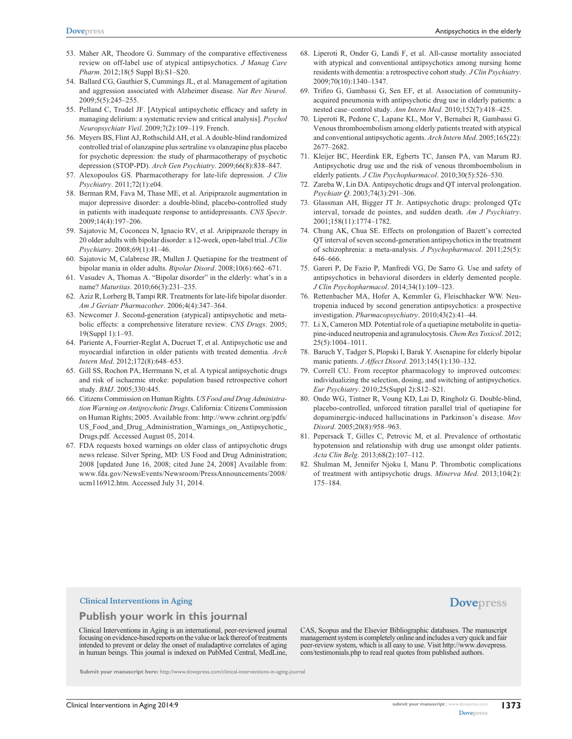53. Maher AR, Theodore G. Summary of the comparative effectiveness review on off-label use of atypical antipsychotics. *J Manag Care Pharm*. 2012;18(5 Suppl B):S1–S20.
54. Ballard CG, Gauthier S, Cummings JL, et al. Management of agitation and aggression associated with Alzheimer disease. *Nat Rev Neurol*. 2009;5(5):245–255.
55. Pelland C, Trudel JF. [Atypical antipsychotic efficacy and safety in managing delirium: a systematic review and critical analysis]. *Psychol Neuropsychiatr Vieil*. 2009;7(2):109–119. French.
56. Meyers BS, Flint AJ, Rothschild AH, et al. A double-blind randomized controlled trial of olanzapine plus sertraline vs olanzapine plus placebo for psychotic depression: the study of pharmacotherapy of psychotic depression (STOP-PD). *Arch Gen Psychiatry*. 2009;66(8):838–847.
57. Alexopoulos GS. Pharmacotherapy for late-life depression. *J Clin Psychiatry*. 2011;72(1):e04.
58. Berman RM, Fava M, Thase ME, et al. Aripiprazole augmentation in major depressive disorder: a double-blind, placebo-controlled study in patients with inadequate response to antidepressants. *CNS Spectr*. 2009;14(4):197–206.
59. Sajatovic M, Coconcea N, Ignacio RV, et al. Aripiprazole therapy in 20 older adults with bipolar disorder: a 12-week, open-label trial. *J Clin Psychiatry*. 2008;69(1):41–46.
60. Sajatovic M, Calabrese JR, Mullen J. Quetiapine for the treatment of bipolar mania in older adults. *Bipolar Disord*. 2008;10(6):662–671.
61. Vasudev A, Thomas A. "Bipolar disorder" in the elderly: what's in a name? *Maturitas*. 2010;66(3):231–235.
62. Aziz R, Lorberg B, Tampi RR. Treatments for late-life bipolar disorder. *Am J Geriatr Pharmacother*. 2006;4(4):347–364.
63. Newcomer J. Second-generation (atypical) antipsychotic and metabolic effects: a comprehensive literature review. *CNS Drugs*. 2005; 19(Suppl 1):1–93.
64. Pariente A, Fourrier-Reglat A, Ducruet T, et al. Antipsychotic use and myocardial infarction in older patients with treated dementia. *Arch Intern Med*. 2012;172(8):648–653.
65. Gill SS, Rochon PA, Herrmann N, et al. A typical antipsychotic drugs and risk of ischaemic stroke: population based retrospective cohort study. *BMJ*. 2005;330:445.
66. Citizens Commission on Human Rights. *US Food and Drug Administration Warning on Antipsychotic Drugs*. California: Citizens Commission on Human Rights; 2005. Available from: http://www.cchrint.org/pdfs/US_Food_and_Drug_Administration_Warnings_on_Antipsychotic_Drugs.pdf. Accessed August 05, 2014.
67. FDA requests boxed warnings on older class of antipsychotic drugs news release. Silver Spring, MD: US Food and Drug Administration; 2008 [updated June 16, 2008; cited June 24, 2008] Available from: www.fda.gov/NewsEvents/Newsroom/PressAnnouncements/2008/ucm116912.htm. Accessed July 31, 2014.
68. Liperoti R, Onder G, Landi F, et al. All-cause mortality associated with atypical and conventional antipsychotics among nursing home residents with dementia: a retrospective cohort study. *J Clin Psychiatry*. 2009;70(10):1340–1347.
69. Trifiro G, Gambassi G, Sen EF, et al. Association of community-acquired pneumonia with antipsychotic drug use in elderly patients: a nested case–control study. *Ann Intern Med*. 2010;152(7):418–425.
70. Liperoti R, Pedone C, Lapane KL, Mor V, Bernabei R, Gambassi G. Venous thromboembolism among elderly patients treated with atypical and conventional antipsychotic agents. *Arch Intern Med*. 2005;165(22): 2677–2682.
71. Kleijer BC, Heerdink ER, Egberts TC, Jansen PA, van Marum RJ. Antipsychotic drug use and the risk of venous thromboembolism in elderly patients. *J Clin Psychopharmacol*. 2010;30(5):526–530.
72. Zareba W, Lin DA. Antipsychotic drugs and QT interval prolongation. *Psychiatr Q*. 2003;74(3):291–306.
73. Glassman AH, Bigger JT Jr. Antipsychotic drugs: prolonged QTc interval, torsade de pointes, and sudden death. *Am J Psychiatry*. 2001;158(11):1774–1782.
74. Chung AK, Chua SE. Effects on prolongation of Bazett's corrected QT interval of seven second-generation antipsychotics in the treatment of schizophrenia: a meta-analysis. *J Psychopharmacol*. 2011;25(5): 646–666.
75. Gareri P, De Fazio P, Manfredi VG, De Sarro G. Use and safety of antipsychotics in behavioral disorders in elderly demented people. *J Clin Psychopharmacol*. 2014;34(1):109–123.
76. Rettenbacher MA, Hofer A, Kemmler G, Fleischhacker WW. Neutropenia induced by second generation antipsychotics: a prospective investigation. *Pharmacopsychiatry*. 2010;43(2):41–44.
77. Li X, Cameron MD. Potential role of a quetiapine metabolite in quetiapine-induced neutropenia and agranulocytosis. *Chem Res Toxicol*. 2012; 25(5):1004–1011.
78. Baruch Y, Tadger S, Plopski I, Barak Y. Asenapine for elderly bipolar manic patients. *J Affect Disord*. 2013;145(1):130–132.
79. Correll CU. From receptor pharmacology to improved outcomes: individualizing the selection, dosing, and switching of antipsychotics. *Eur Psychiatry*. 2010;25(Suppl 2):S12–S21.
80. Ondo WG, Tintner R, Voung KD, Lai D, Ringholz G. Double-blind, placebo-controlled, unforced titration parallel trial of quetiapine for dopaminergic-induced hallucinations in Parkinson's disease. *Mov Disord*. 2005;20(8):958–963.
81. Pepersack T, Gilles C, Petrovic M, et al. Prevalence of orthostatic hypotension and relationship with drug use amongst older patients. *Acta Clin Belg*. 2013;68(2):107–112.
82. Shulman M, Jennifer Njoku I, Manu P. Thrombotic complications of treatment with antipsychotic drugs. *Minerva Med*. 2013;104(2): 175–184.

**Clinical Interventions in Aging**

## Publish your work in this journal

Clinical Interventions in Aging is an international, peer-reviewed journal focusing on evidence-based reports on the value or lack thereof of treatments intended to prevent or delay the onset of maladaptive correlates of aging in human beings. This journal is indexed on PubMed Central, MedLine, CAS, Scopus and the Elsevier Bibliographic databases. The manuscript management system is completely online and includes a very quick and fair peer-review system, which is all easy to use. Visit http://www.dovepress.com/testimonials.php to read real quotes from published authors.

**Submit your manuscript here:** http://www.dovepress.com/clinical-interventions-in-aging-journal